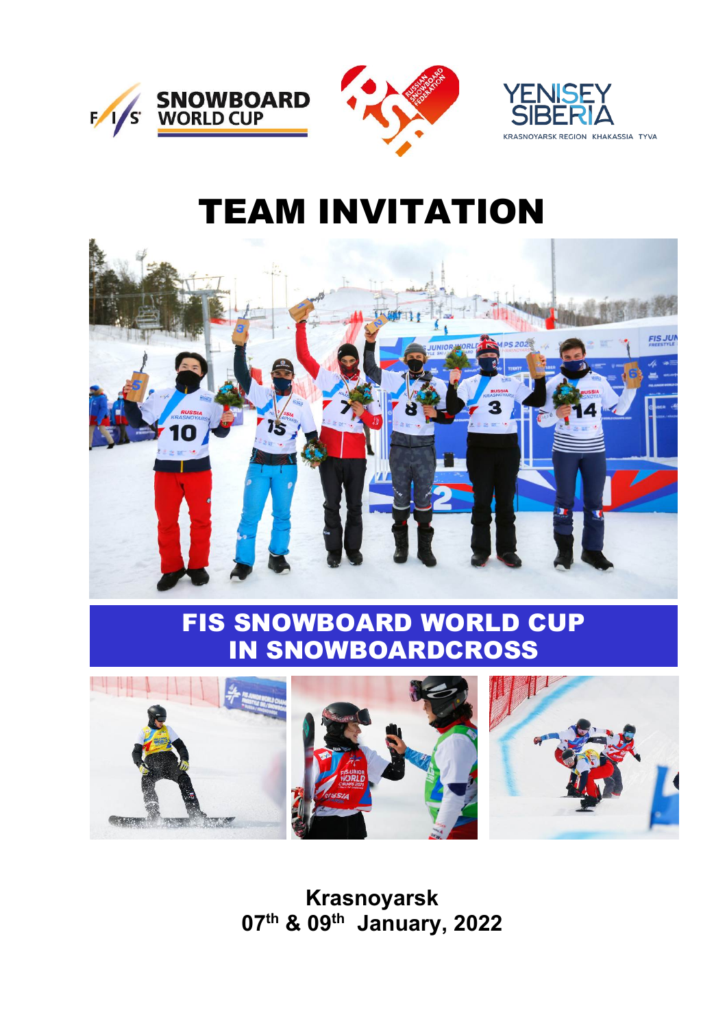# TEAM INVITATION

## FIS SNOWBOARD WORLD CUP IN SNOWBOARDCROSS

**Krasnoyarsk**

**07th & 09th January, 2022**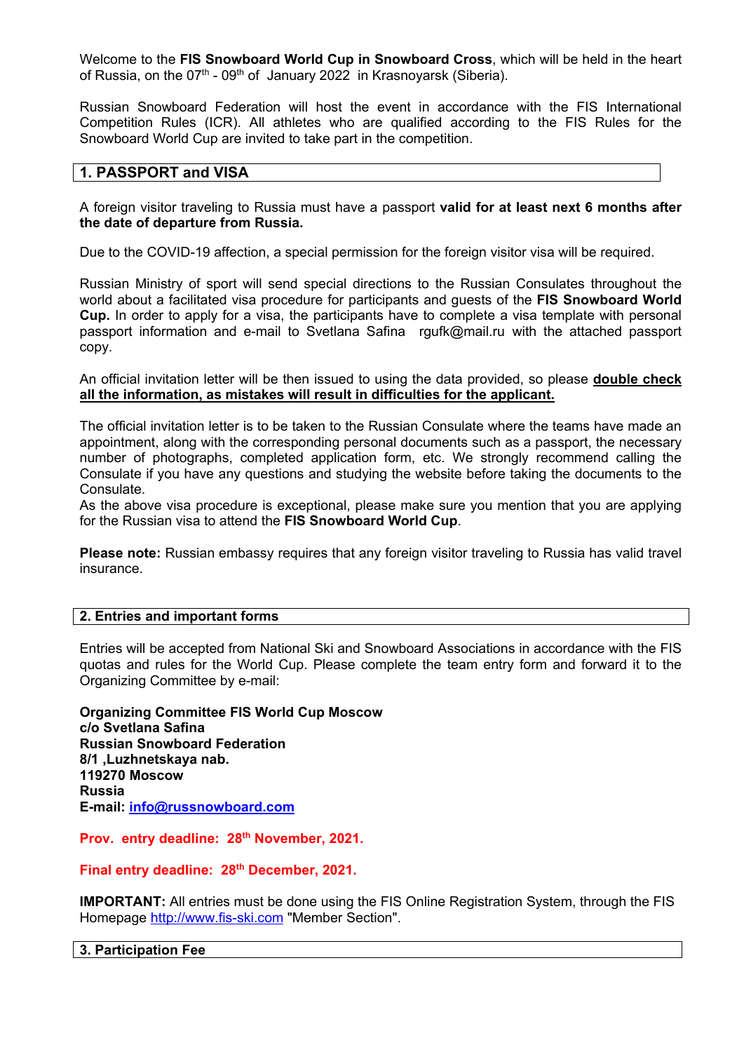Welcome to the **FIS Snowboard World Cup in Snowboard Cross**, which will be held in the heart of Russia, on the 07th - 09th of January 2022 in Krasnoyarsk (Siberia).

Russian Snowboard Federation will host the event in accordance with the FIS International Competition Rules (ICR). All athletes who are qualified according to the FIS Rules for the Snowboard World Cup are invited to take part in the competition.

## 1. PASSPORT and VISA

A foreign visitor traveling to Russia must have a passport **valid for at least next 6 months after the date of departure from Russia.**

Due to the COVID-19 affection, a special permission for the foreign visitor visa will be required.

Russian Ministry of sport will send special directions to the Russian Consulates throughout the world about a facilitated visa procedure for participants and guests of the **FIS Snowboard World Cup.** In order to apply for a visa, the participants have to complete a visa template with personal passport information and e-mail to Svetlana Safina rgufk@mail.ru with the attached passport copy.

An official invitation letter will be then issued to using the data provided, so please **double check all the information, as mistakes will result in difficulties for the applicant.**

The official invitation letter is to be taken to the Russian Consulate where the teams have made an appointment, along with the corresponding personal documents such as a passport, the necessary number of photographs, completed application form, etc. We strongly recommend calling the Consulate if you have any questions and studying the website before taking the documents to the Consulate.
As the above visa procedure is exceptional, please make sure you mention that you are applying for the Russian visa to attend the **FIS Snowboard World Cup**.

**Please note:** Russian embassy requires that any foreign visitor traveling to Russia has valid travel insurance.

## 2. Entries and important forms

Entries will be accepted from National Ski and Snowboard Associations in accordance with the FIS quotas and rules for the World Cup. Please complete the team entry form and forward it to the Organizing Committee by e-mail:

**Organizing Committee FIS World Cup Moscow**
**c/o Svetlana Safina**
**Russian Snowboard Federation**
**8/1 ,Luzhnetskaya nab.**
**119270 Moscow**
**Russia**
**E-mail: info@russnowboard.com**

**Prov. entry deadline: 28th November, 2021.**

**Final entry deadline: 28th December, 2021.**

**IMPORTANT:** All entries must be done using the FIS Online Registration System, through the FIS Homepage http://www.fis-ski.com "Member Section".

## 3. Participation Fee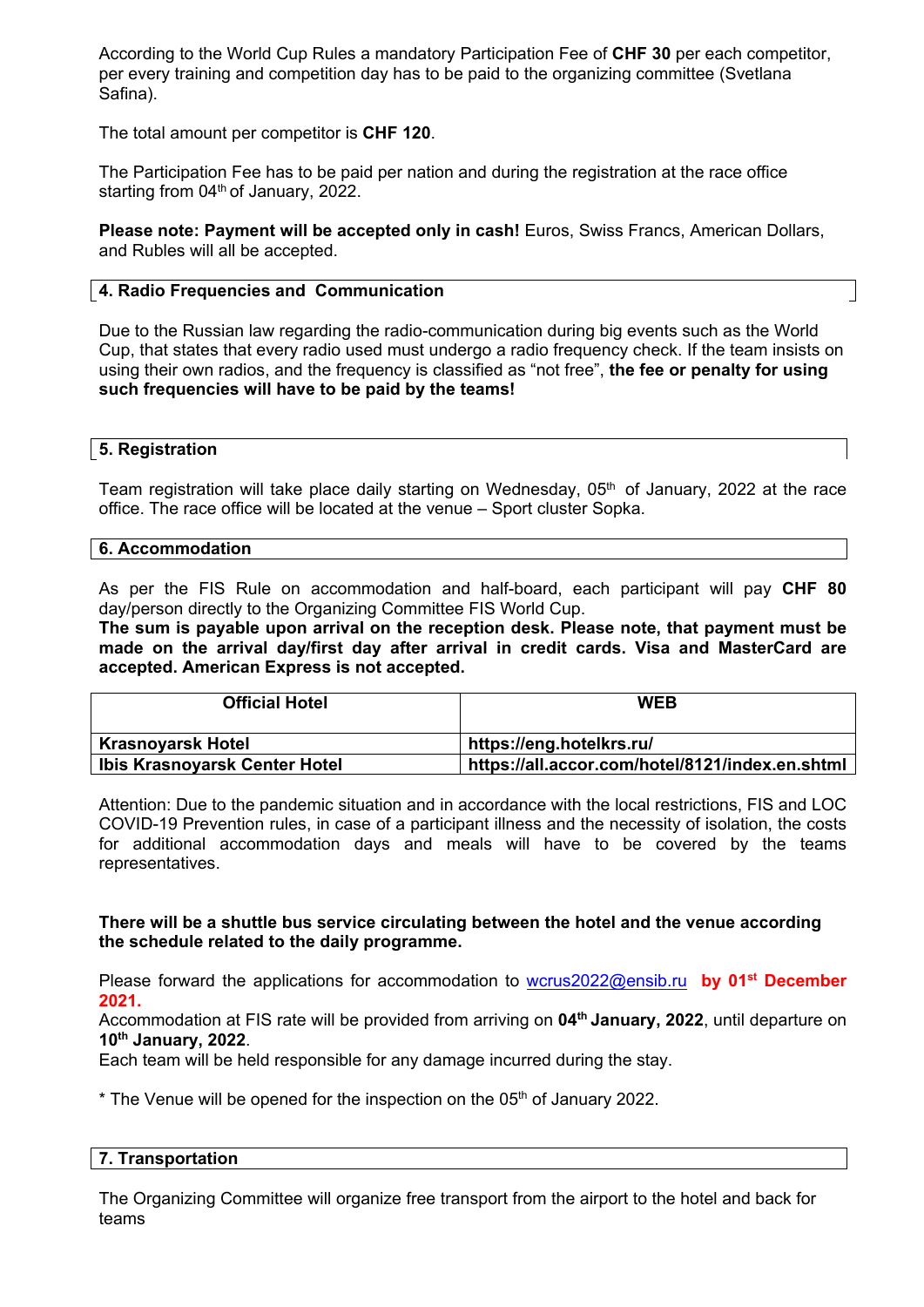According to the World Cup Rules a mandatory Participation Fee of **CHF 30** per each competitor, per every training and competition day has to be paid to the organizing committee (Svetlana Safina).

The total amount per competitor is **CHF 120**.

The Participation Fee has to be paid per nation and during the registration at the race office starting from 04th of January, 2022.

**Please note: Payment will be accepted only in cash!** Euros, Swiss Francs, American Dollars, and Rubles will all be accepted.

## 4. Radio Frequencies and Communication

Due to the Russian law regarding the radio-communication during big events such as the World Cup, that states that every radio used must undergo a radio frequency check. If the team insists on using their own radios, and the frequency is classified as "not free", **the fee or penalty for using such frequencies will have to be paid by the teams!**

## 5. Registration

Team registration will take place daily starting on Wednesday, 05th of January, 2022 at the race office. The race office will be located at the venue – Sport cluster Sopka.

## 6. Accommodation

As per the FIS Rule on accommodation and half-board, each participant will pay **CHF 80** day/person directly to the Organizing Committee FIS World Cup.
**The sum is payable upon arrival on the reception desk. Please note, that payment must be made on the arrival day/first day after arrival in credit cards. Visa and MasterCard are accepted. American Express is not accepted.**

| Official Hotel | WEB |
|---|---|
| **Krasnoyarsk Hotel** | **https://eng.hotelkrs.ru/** |
| **Ibis Krasnoyarsk Center Hotel** | **https://all.accor.com/hotel/8121/index.en.shtml** |

Attention: Due to the pandemic situation and in accordance with the local restrictions, FIS and LOC COVID-19 Prevention rules, in case of a participant illness and the necessity of isolation, the costs for additional accommodation days and meals will have to be covered by the teams representatives.

**There will be a shuttle bus service circulating between the hotel and the venue according the schedule related to the daily programme.**

Please forward the applications for accommodation to wcrus2022@ensib.ru **by 01st December 2021.**
Accommodation at FIS rate will be provided from arriving on **04th January, 2022**, until departure on **10th January, 2022**.
Each team will be held responsible for any damage incurred during the stay.

* The Venue will be opened for the inspection on the 05th of January 2022.

## 7. Transportation

The Organizing Committee will organize free transport from the airport to the hotel and back for teams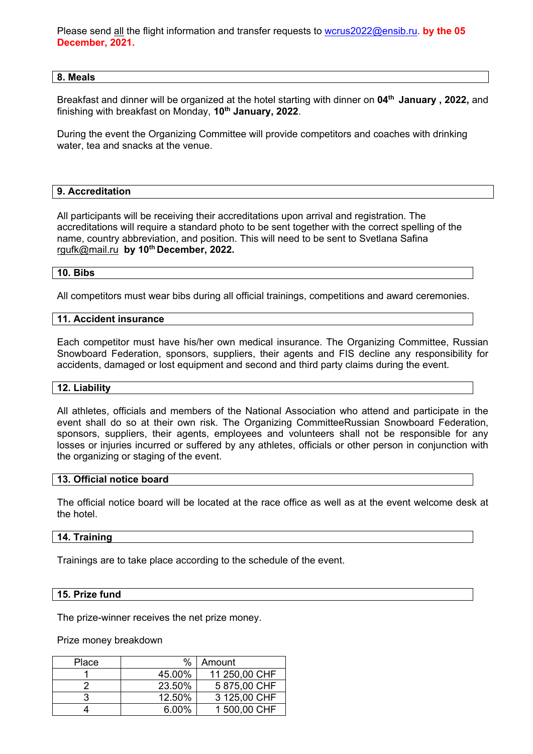Please send all the flight information and transfer requests to wcrus2022@ensib.ru. **by the 05 December, 2021.**

## 8. Meals

Breakfast and dinner will be organized at the hotel starting with dinner on **04th January , 2022,** and finishing with breakfast on Monday, **10th January, 2022**.

During the event the Organizing Committee will provide competitors and coaches with drinking water, tea and snacks at the venue.

## 9. Accreditation

All participants will be receiving their accreditations upon arrival and registration. The accreditations will require a standard photo to be sent together with the correct spelling of the name, country abbreviation, and position. This will need to be sent to Svetlana Safina rgufk@mail.ru **by 10th December, 2022.**

## 10. Bibs

All competitors must wear bibs during all official trainings, competitions and award ceremonies.

## 11. Accident insurance

Each competitor must have his/her own medical insurance. The Organizing Committee, Russian Snowboard Federation, sponsors, suppliers, their agents and FIS decline any responsibility for accidents, damaged or lost equipment and second and third party claims during the event.

## 12. Liability

All athletes, officials and members of the National Association who attend and participate in the event shall do so at their own risk. The Organizing CommitteeRussian Snowboard Federation, sponsors, suppliers, their agents, employees and volunteers shall not be responsible for any losses or injuries incurred or suffered by any athletes, officials or other person in conjunction with the organizing or staging of the event.

## 13. Official notice board

The official notice board will be located at the race office as well as at the event welcome desk at the hotel.

## 14. Training

Trainings are to take place according to the schedule of the event.

## 15. Prize fund

The prize-winner receives the net prize money.

Prize money breakdown

| Place | % | Amount |
|---|---|---|
| 1 | 45.00% | 11 250,00 CHF |
| 2 | 23.50% | 5 875,00 CHF |
| 3 | 12.50% | 3 125,00 CHF |
| 4 | 6.00% | 1 500,00 CHF |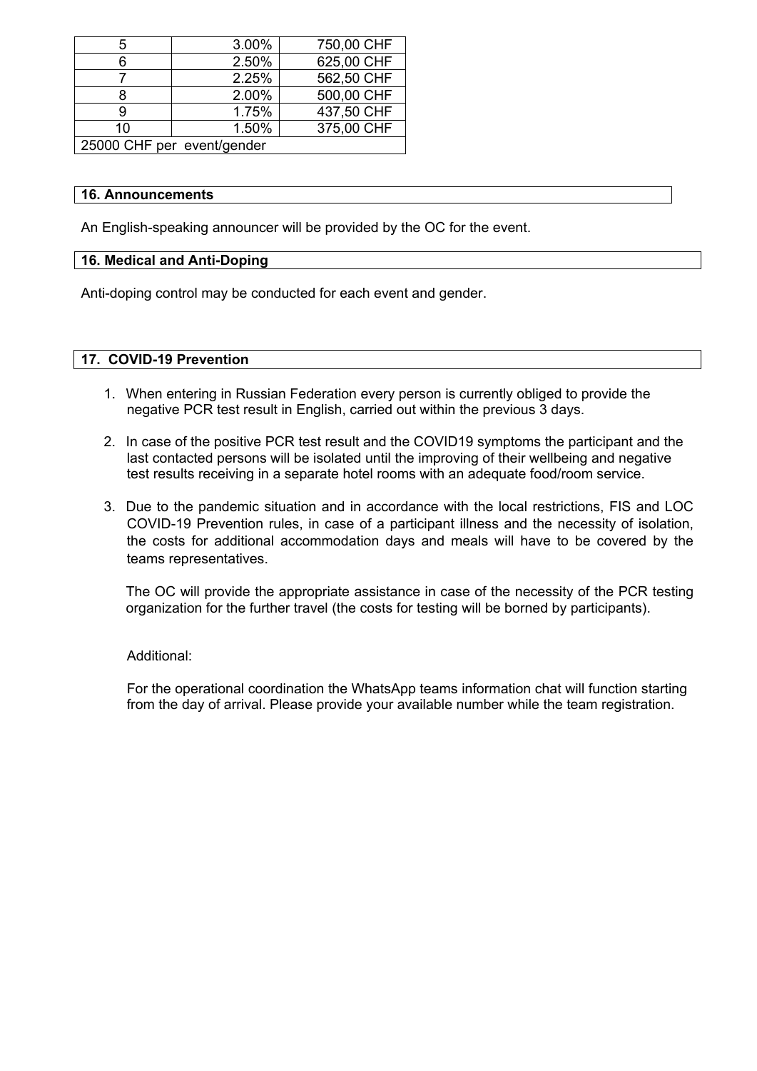| | | |
|---|---|---|
| 5 | 3.00% | 750,00 CHF |
| 6 | 2.50% | 625,00 CHF |
| 7 | 2.25% | 562,50 CHF |
| 8 | 2.00% | 500,00 CHF |
| 9 | 1.75% | 437,50 CHF |
| 10 | 1.50% | 375,00 CHF |
| 25000 CHF per event/gender | | |

## 16. Announcements

An English-speaking announcer will be provided by the OC for the event.

## 16. Medical and Anti-Doping

Anti-doping control may be conducted for each event and gender.

## 17. COVID-19 Prevention

1. When entering in Russian Federation every person is currently obliged to provide the negative PCR test result in English, carried out within the previous 3 days.

2. In case of the positive PCR test result and the COVID19 symptoms the participant and the last contacted persons will be isolated until the improving of their wellbeing and negative test results receiving in a separate hotel rooms with an adequate food/room service.

3. Due to the pandemic situation and in accordance with the local restrictions, FIS and LOC COVID-19 Prevention rules, in case of a participant illness and the necessity of isolation, the costs for additional accommodation days and meals will have to be covered by the teams representatives.

   The OC will provide the appropriate assistance in case of the necessity of the PCR testing organization for the further travel (the costs for testing will be borned by participants).

   Additional:

   For the operational coordination the WhatsApp teams information chat will function starting from the day of arrival. Please provide your available number while the team registration.